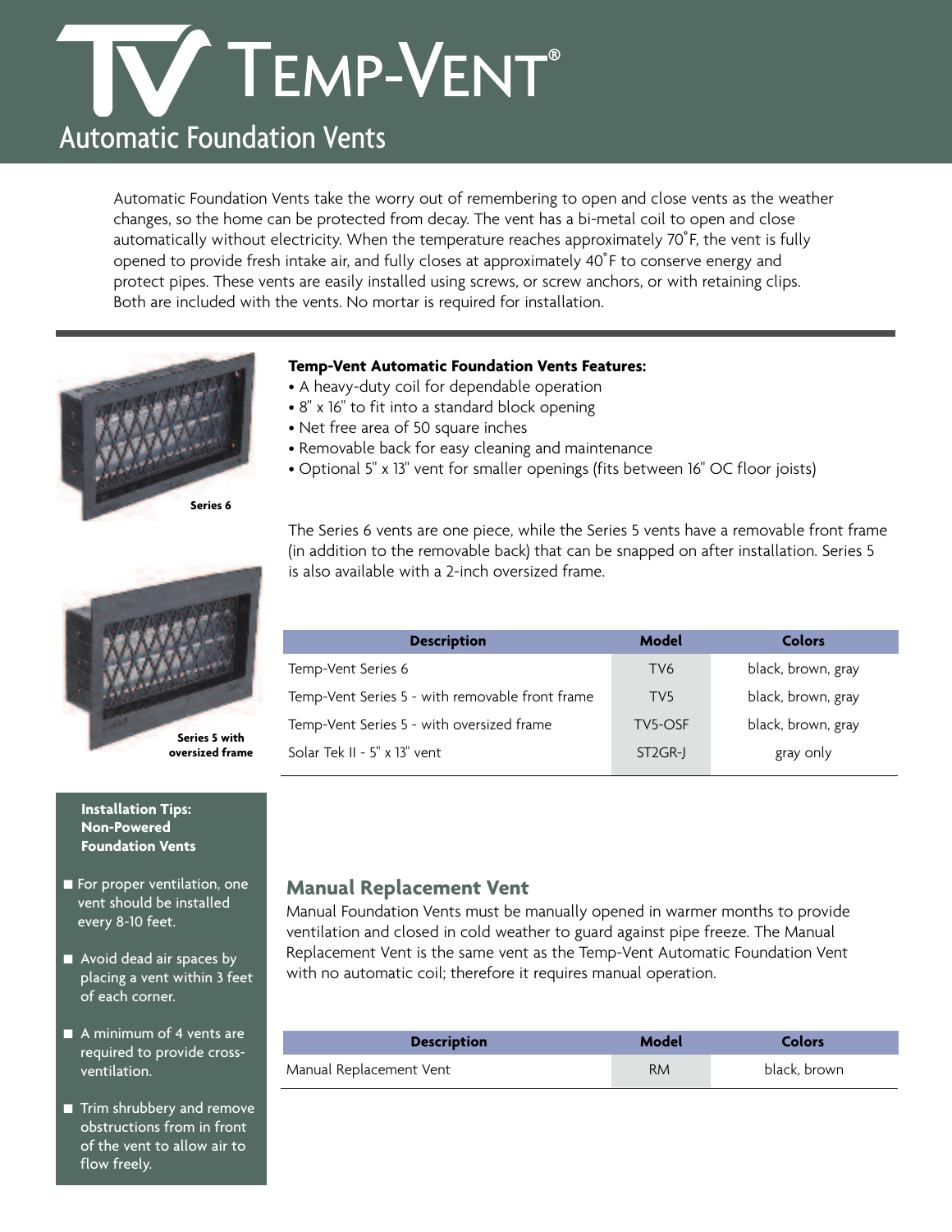# TEMP-VENT®

## Automatic Foundation Vents

Automatic Foundation Vents take the worry out of remembering to open and close vents as the weather changes, so the home can be protected from decay. The vent has a bi-metal coil to open and close automatically without electricity. When the temperature reaches approximately 70˚F, the vent is fully opened to provide fresh intake air, and fully closes at approximately 40˚F to conserve energy and protect pipes. These vents are easily installed using screws, or screw anchors, or with retaining clips. Both are included with the vents. No mortar is required for installation.

Series 6

**Temp-Vent Automatic Foundation Vents Features:**

- A heavy-duty coil for dependable operation
- 8" x 16" to fit into a standard block opening
- Net free area of 50 square inches
- Removable back for easy cleaning and maintenance
- Optional 5" x 13" vent for smaller openings (fits between 16" OC floor joists)

The Series 6 vents are one piece, while the Series 5 vents have a removable front frame (in addition to the removable back) that can be snapped on after installation. Series 5 is also available with a 2-inch oversized frame.

Series 5 with oversized frame

| Description | Model | Colors |
|---|---|---|
| Temp-Vent Series 6 | TV6 | black, brown, gray |
| Temp-Vent Series 5 - with removable front frame | TV5 | black, brown, gray |
| Temp-Vent Series 5 - with oversized frame | TV5-OSF | black, brown, gray |
| Solar Tek II - 5" x 13" vent | ST2GR-J | gray only |

**Installation Tips: Non-Powered Foundation Vents**

- For proper ventilation, one vent should be installed every 8-10 feet.
- Avoid dead air spaces by placing a vent within 3 feet of each corner.
- A minimum of 4 vents are required to provide cross-ventilation.
- Trim shrubbery and remove obstructions from in front of the vent to allow air to flow freely.

## Manual Replacement Vent

Manual Foundation Vents must be manually opened in warmer months to provide ventilation and closed in cold weather to guard against pipe freeze. The Manual Replacement Vent is the same vent as the Temp-Vent Automatic Foundation Vent with no automatic coil; therefore it requires manual operation.

| Description | Model | Colors |
|---|---|---|
| Manual Replacement Vent | RM | black, brown |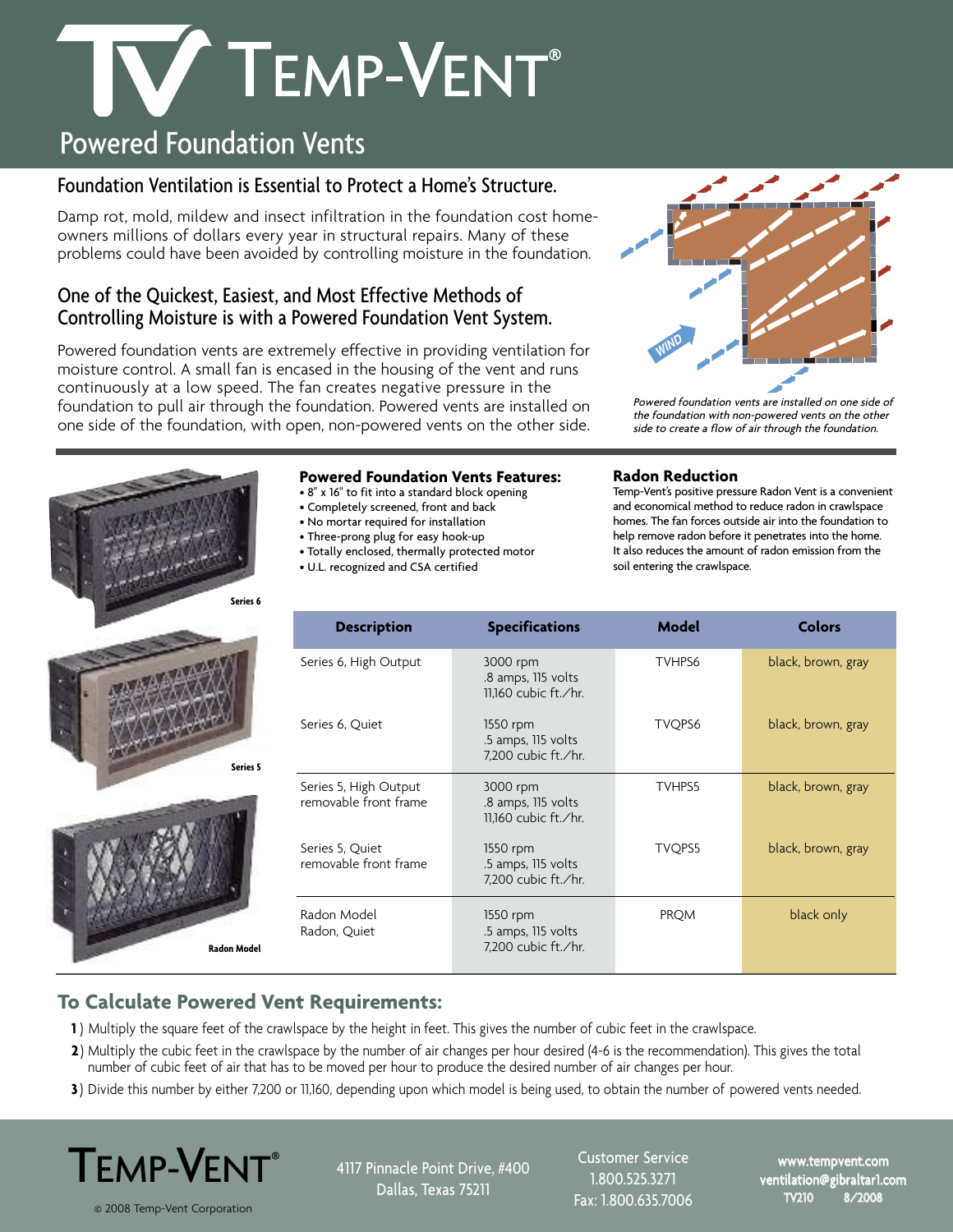# Temp-Vent®

## Powered Foundation Vents

### Foundation Ventilation is Essential to Protect a Home's Structure.

Damp rot, mold, mildew and insect infiltration in the foundation cost home-owners millions of dollars every year in structural repairs. Many of these problems could have been avoided by controlling moisture in the foundation.

### One of the Quickest, Easiest, and Most Effective Methods of Controlling Moisture is with a Powered Foundation Vent System.

Powered foundation vents are extremely effective in providing ventilation for moisture control. A small fan is encased in the housing of the vent and runs continuously at a low speed. The fan creates negative pressure in the foundation to pull air through the foundation. Powered vents are installed on one side of the foundation, with open, non-powered vents on the other side.

WIND

*Powered foundation vents are installed on one side of the foundation with non-powered vents on the other side to create a flow of air through the foundation.*

**Powered Foundation Vents Features:**

- 8" x 16" to fit into a standard block opening
- Completely screened, front and back
- No mortar required for installation
- Three-prong plug for easy hook-up
- Totally enclosed, thermally protected motor
- U.L. recognized and CSA certified

**Radon Reduction**

Temp-Vent's positive pressure Radon Vent is a convenient and economical method to reduce radon in crawlspace homes. The fan forces outside air into the foundation to help remove radon before it penetrates into the home. It also reduces the amount of radon emission from the soil entering the crawlspace.

Series 6

Series 5

Radon Model

| Description | Specifications | Model | Colors |
|---|---|---|---|
| Series 6, High Output | 3000 rpm<br>.8 amps, 115 volts<br>11,160 cubic ft./hr. | TVHPS6 | black, brown, gray |
| Series 6, Quiet | 1550 rpm<br>.5 amps, 115 volts<br>7,200 cubic ft./hr. | TVQPS6 | black, brown, gray |
| Series 5, High Output removable front frame | 3000 rpm<br>.8 amps, 115 volts<br>11,160 cubic ft./hr. | TVHPS5 | black, brown, gray |
| Series 5, Quiet removable front frame | 1550 rpm<br>.5 amps, 115 volts<br>7,200 cubic ft./hr. | TVQPS5 | black, brown, gray |
| Radon Model<br>Radon, Quiet | 1550 rpm<br>.5 amps, 115 volts<br>7,200 cubic ft./hr. | PRQM | black only |

### To Calculate Powered Vent Requirements:

1) Multiply the square feet of the crawlspace by the height in feet. This gives the number of cubic feet in the crawlspace.
2) Multiply the cubic feet in the crawlspace by the number of air changes per hour desired (4-6 is the recommendation). This gives the total number of cubic feet of air that has to be moved per hour to produce the desired number of air changes per hour.
3) Divide this number by either 7,200 or 11,160, depending upon which model is being used, to obtain the number of powered vents needed.

Temp-Vent®

© 2008 Temp-Vent Corporation

4117 Pinnacle Point Drive, #400
Dallas, Texas 75211

Customer Service
1.800.525.3271
Fax: 1.800.635.7006

www.tempvent.com
ventilation@gibraltar1.com
TV210 8/2008